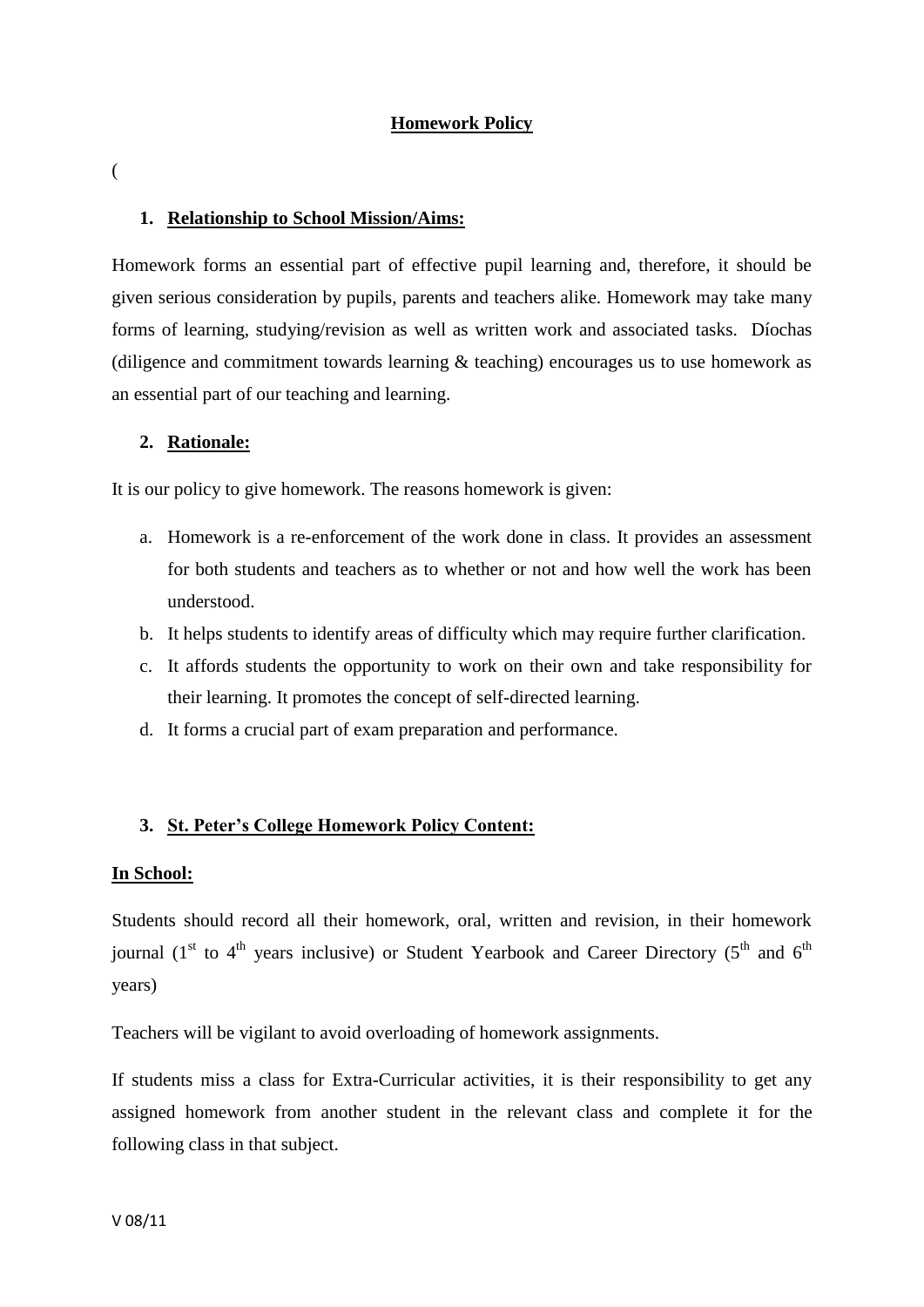# Homework Policy

(

## 1. Relationship to School Mission/Aims:

Homework forms an essential part of effective pupil learning and, therefore, it should be given serious consideration by pupils, parents and teachers alike. Homework may take many forms of learning, studying/revision as well as written work and associated tasks. Díochas (diligence and commitment towards learning & teaching) encourages us to use homework as an essential part of our teaching and learning.

## 2. Rationale:

It is our policy to give homework. The reasons homework is given:

a. Homework is a re-enforcement of the work done in class. It provides an assessment for both students and teachers as to whether or not and how well the work has been understood.
b. It helps students to identify areas of difficulty which may require further clarification.
c. It affords students the opportunity to work on their own and take responsibility for their learning. It promotes the concept of self-directed learning.
d. It forms a crucial part of exam preparation and performance.

## 3. St. Peter's College Homework Policy Content:

### In School:

Students should record all their homework, oral, written and revision, in their homework journal (1st to 4th years inclusive) or Student Yearbook and Career Directory (5th and 6th years)

Teachers will be vigilant to avoid overloading of homework assignments.

If students miss a class for Extra-Curricular activities, it is their responsibility to get any assigned homework from another student in the relevant class and complete it for the following class in that subject.

V 08/11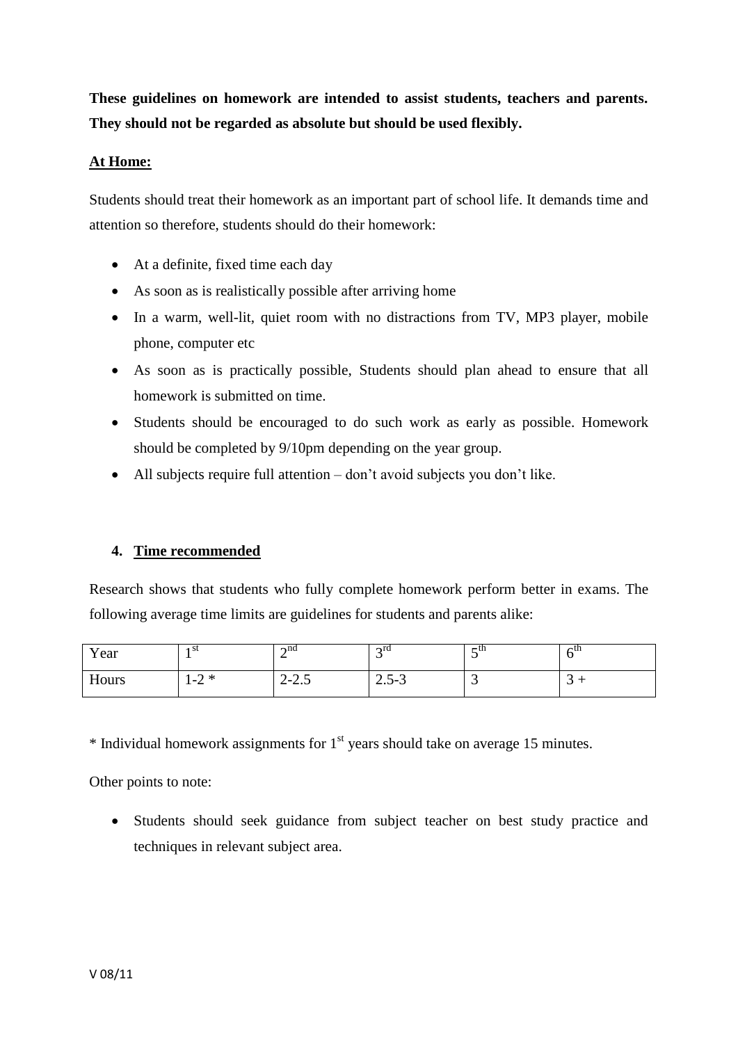**These guidelines on homework are intended to assist students, teachers and parents. They should not be regarded as absolute but should be used flexibly.**

**At Home:**

Students should treat their homework as an important part of school life. It demands time and attention so therefore, students should do their homework:

- At a definite, fixed time each day
- As soon as is realistically possible after arriving home
- In a warm, well-lit, quiet room with no distractions from TV, MP3 player, mobile phone, computer etc
- As soon as is practically possible, Students should plan ahead to ensure that all homework is submitted on time.
- Students should be encouraged to do such work as early as possible. Homework should be completed by 9/10pm depending on the year group.
- All subjects require full attention – don't avoid subjects you don't like.

## 4. Time recommended

Research shows that students who fully complete homework perform better in exams. The following average time limits are guidelines for students and parents alike:

| Year | 1st | 2nd | 3rd | 5th | 6th |
|---|---|---|---|---|---|
| Hours | 1-2 * | 2-2.5 | 2.5-3 | 3 | 3 + |

* Individual homework assignments for 1st years should take on average 15 minutes.

Other points to note:

- Students should seek guidance from subject teacher on best study practice and techniques in relevant subject area.

V 08/11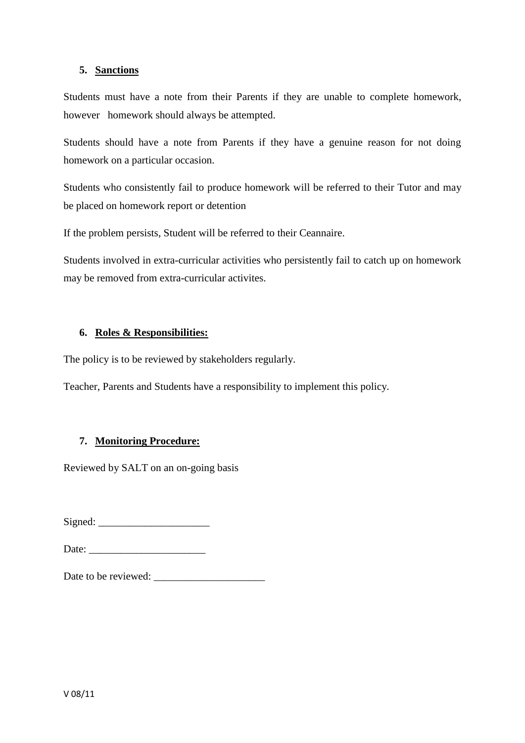## 5. Sanctions

Students must have a note from their Parents if they are unable to complete homework, however homework should always be attempted.

Students should have a note from Parents if they have a genuine reason for not doing homework on a particular occasion.

Students who consistently fail to produce homework will be referred to their Tutor and may be placed on homework report or detention

If the problem persists, Student will be referred to their Ceannaire.

Students involved in extra-curricular activities who persistently fail to catch up on homework may be removed from extra-curricular activites.

## 6. Roles & Responsibilities:

The policy is to be reviewed by stakeholders regularly.

Teacher, Parents and Students have a responsibility to implement this policy.

## 7. Monitoring Procedure:

Reviewed by SALT on an on-going basis

Signed: _____________________

Date: ______________________

Date to be reviewed: _____________________

V 08/11